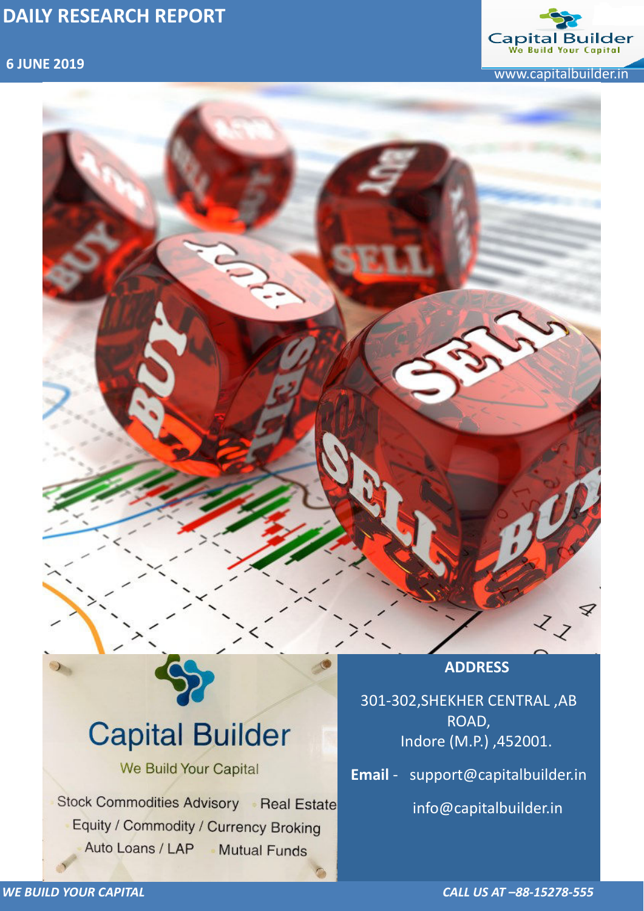# DAILY RESEARCH REPORT

**6 JUNE 2019**

Capital Builder
We Build Your Capital

www.capitalbuilder.in

Capital Builder

We Build Your Capital

- Stock Commodities Advisory
- Real Estate
- Equity / Commodity / Currency Broking
- Auto Loans / LAP
- Mutual Funds

**ADDRESS**

301-302,SHEKHER CENTRAL ,AB ROAD,
Indore (M.P.) ,452001.

**Email** - support@capitalbuilder.in

info@capitalbuilder.in

*WE BUILD YOUR CAPITAL*

*CALL US AT –88-15278-555*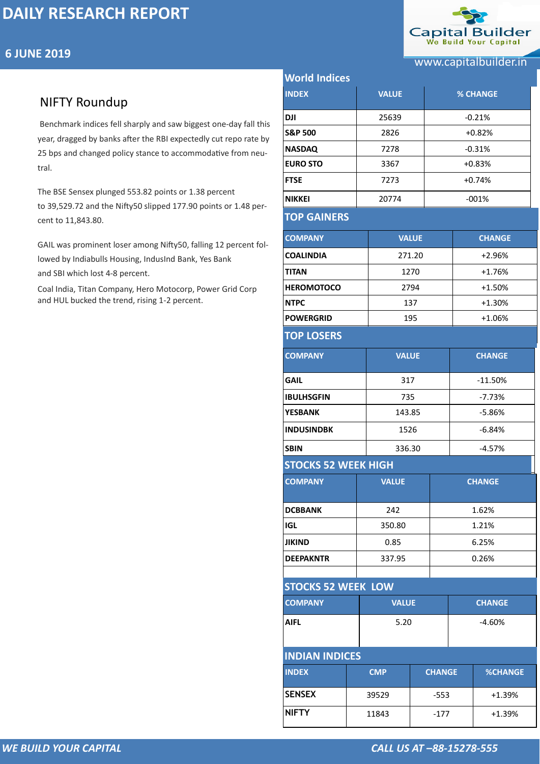# DAILY RESEARCH REPORT

## 6 JUNE 2019

## NIFTY Roundup

Benchmark indices fell sharply and saw biggest one-day fall this year, dragged by banks after the RBI expectedly cut repo rate by 25 bps and changed policy stance to accommodative from neutral.

The BSE Sensex plunged 553.82 points or 1.38 percent to 39,529.72 and the Nifty50 slipped 177.90 points or 1.48 percent to 11,843.80.

GAIL was prominent loser among Nifty50, falling 12 percent followed by Indiabulls Housing, IndusInd Bank, Yes Bank and SBI which lost 4-8 percent.

Coal India, Titan Company, Hero Motocorp, Power Grid Corp and HUL bucked the trend, rising 1-2 percent.

## World Indices

| INDEX | VALUE | % CHANGE |
|---|---|---|
| DJI | 25639 | -0.21% |
| S&P 500 | 2826 | +0.82% |
| NASDAQ | 7278 | -0.31% |
| EURO STO | 3367 | +0.83% |
| FTSE | 7273 | +0.74% |
| NIKKEI | 20774 | -001% |

## TOP GAINERS

| COMPANY | VALUE | CHANGE |
|---|---|---|
| COALINDIA | 271.20 | +2.96% |
| TITAN | 1270 | +1.76% |
| HEROMOTOCO | 2794 | +1.50% |
| NTPC | 137 | +1.30% |
| POWERGRID | 195 | +1.06% |

## TOP LOSERS

| COMPANY | VALUE | CHANGE |
|---|---|---|
| GAIL | 317 | -11.50% |
| IBULHSGFIN | 735 | -7.73% |
| YESBANK | 143.85 | -5.86% |
| INDUSINDBK | 1526 | -6.84% |
| SBIN | 336.30 | -4.57% |

## STOCKS 52 WEEK HIGH

| COMPANY | VALUE | CHANGE |
|---|---|---|
| DCBBANK | 242 | 1.62% |
| IGL | 350.80 | 1.21% |
| JIKIND | 0.85 | 6.25% |
| DEEPAKNTR | 337.95 | 0.26% |

## STOCKS 52 WEEK LOW

| COMPANY | VALUE | CHANGE |
|---|---|---|
| AIFL | 5.20 | -4.60% |

## INDIAN INDICES

| INDEX | CMP | CHANGE | %CHANGE |
|---|---|---|---|
| SENSEX | 39529 | -553 | +1.39% |
| NIFTY | 11843 | -177 | +1.39% |

*WE BUILD YOUR CAPITAL* *CALL US AT –88-15278-555*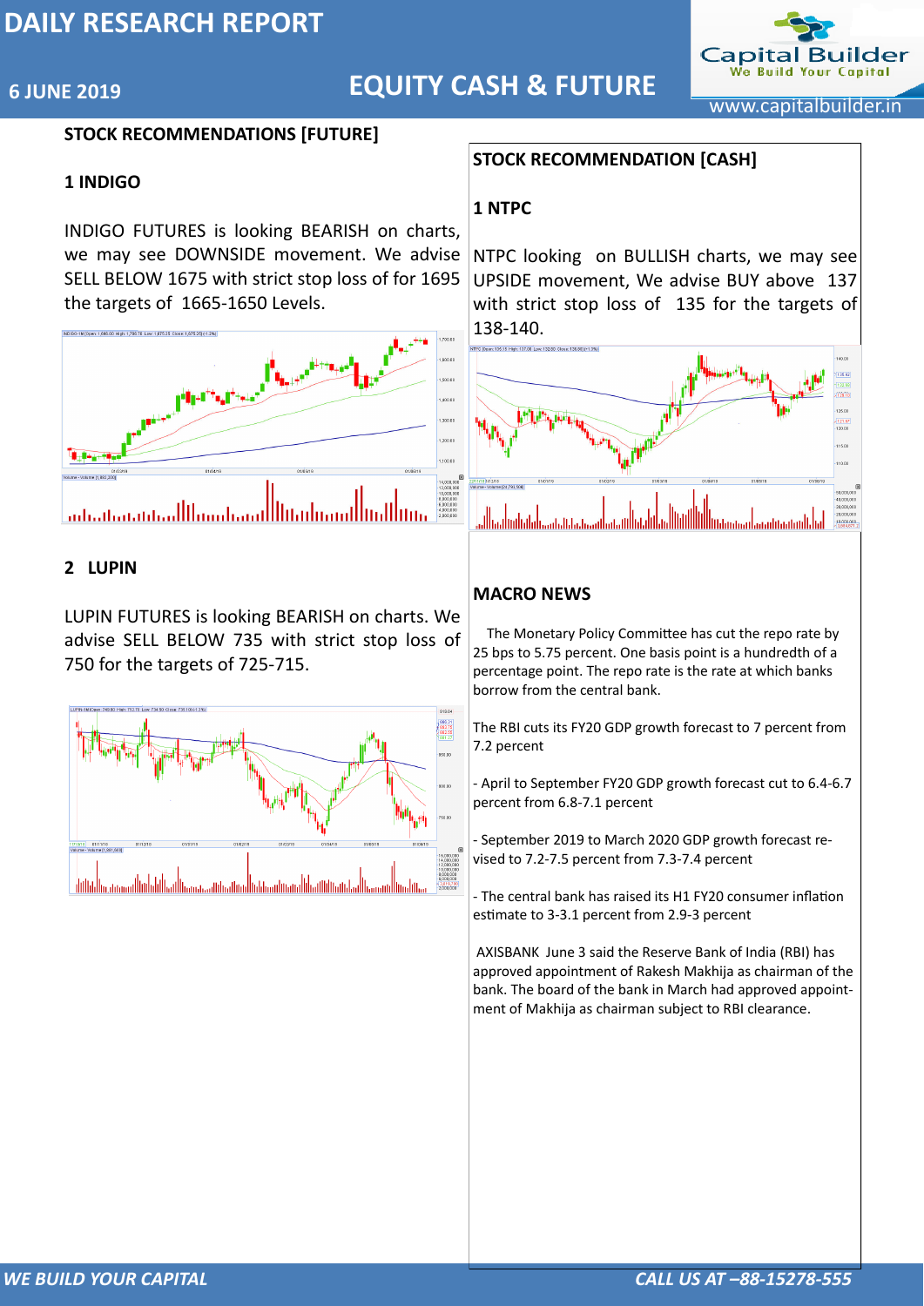# DAILY RESEARCH REPORT

**6 JUNE 2019**

## EQUITY CASH & FUTURE

## STOCK RECOMMENDATIONS [FUTURE]

### 1 INDIGO

INDIGO FUTURES is looking BEARISH on charts, we may see DOWNSIDE movement. We advise SELL BELOW 1675 with strict stop loss of for 1695 the targets of 1665-1650 Levels.

### 2 LUPIN

LUPIN FUTURES is looking BEARISH on charts. We advise SELL BELOW 735 with strict stop loss of 750 for the targets of 725-715.

## STOCK RECOMMENDATION [CASH]

### 1 NTPC

NTPC looking on BULLISH charts, we may see UPSIDE movement, We advise BUY above 137 with strict stop loss of 135 for the targets of 138-140.

## MACRO NEWS

The Monetary Policy Committee has cut the repo rate by 25 bps to 5.75 percent. One basis point is a hundredth of a percentage point. The repo rate is the rate at which banks borrow from the central bank.

The RBI cuts its FY20 GDP growth forecast to 7 percent from 7.2 percent

- April to September FY20 GDP growth forecast cut to 6.4-6.7 percent from 6.8-7.1 percent

- September 2019 to March 2020 GDP growth forecast revised to 7.2-7.5 percent from 7.3-7.4 percent

- The central bank has raised its H1 FY20 consumer inflation estimate to 3-3.1 percent from 2.9-3 percent

AXISBANK June 3 said the Reserve Bank of India (RBI) has approved appointment of Rakesh Makhija as chairman of the bank. The board of the bank in March had approved appointment of Makhija as chairman subject to RBI clearance.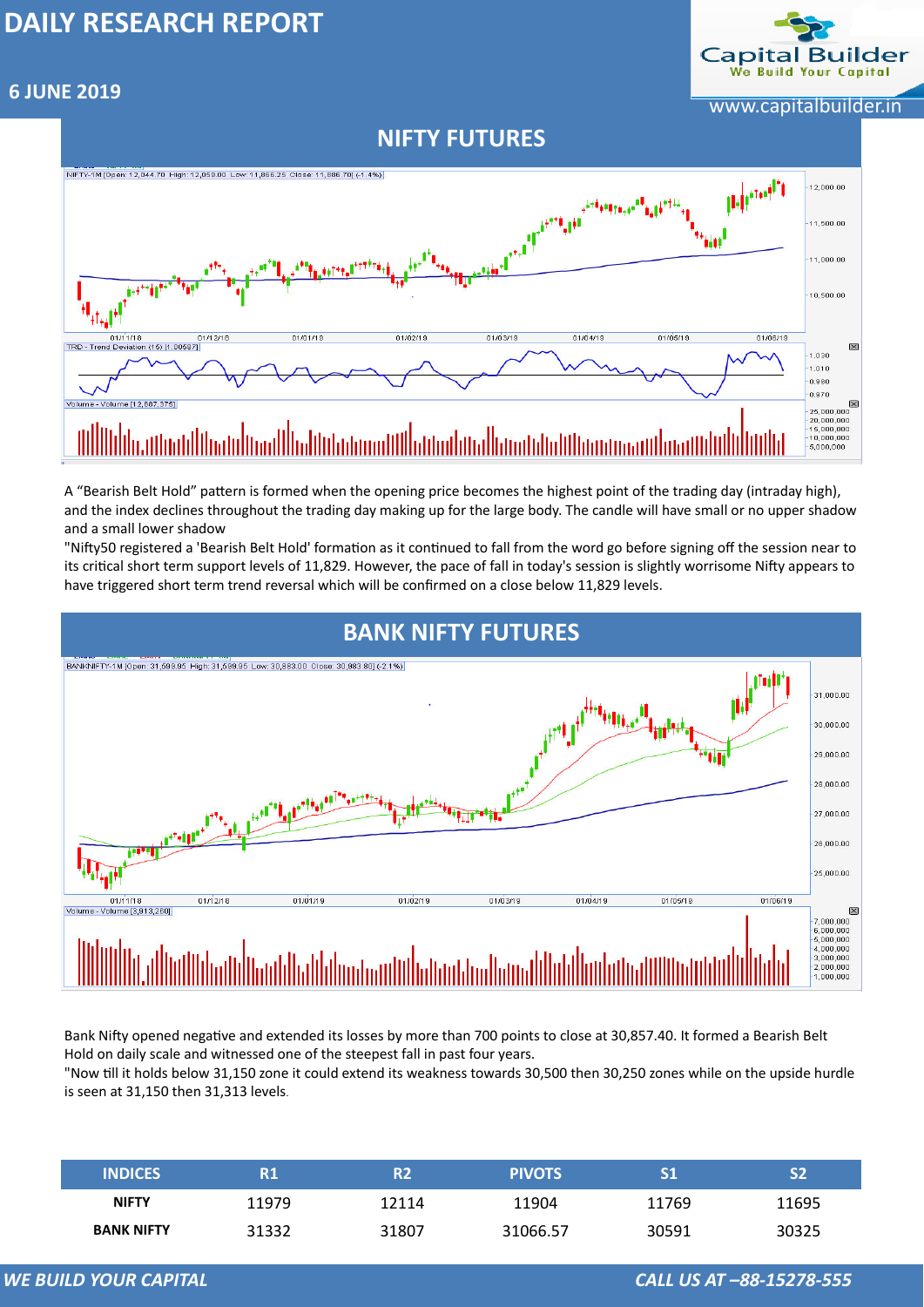# DAILY RESEARCH REPORT

**6 JUNE 2019**

## NIFTY FUTURES

A “Bearish Belt Hold” pattern is formed when the opening price becomes the highest point of the trading day (intraday high), and the index declines throughout the trading day making up for the large body. The candle will have small or no upper shadow and a small lower shadow

"Nifty50 registered a 'Bearish Belt Hold' formation as it continued to fall from the word go before signing off the session near to its critical short term support levels of 11,829. However, the pace of fall in today's session is slightly worrisome Nifty appears to have triggered short term trend reversal which will be confirmed on a close below 11,829 levels.

## BANK NIFTY FUTURES

Bank Nifty opened negative and extended its losses by more than 700 points to close at 30,857.40. It formed a Bearish Belt Hold on daily scale and witnessed one of the steepest fall in past four years.

"Now till it holds below 31,150 zone it could extend its weakness towards 30,500 then 30,250 zones while on the upside hurdle is seen at 31,150 then 31,313 levels.

| INDICES | R1 | R2 | PIVOTS | S1 | S2 |
|---|---|---|---|---|---|
| **NIFTY** | 11979 | 12114 | 11904 | 11769 | 11695 |
| **BANK NIFTY** | 31332 | 31807 | 31066.57 | 30591 | 30325 |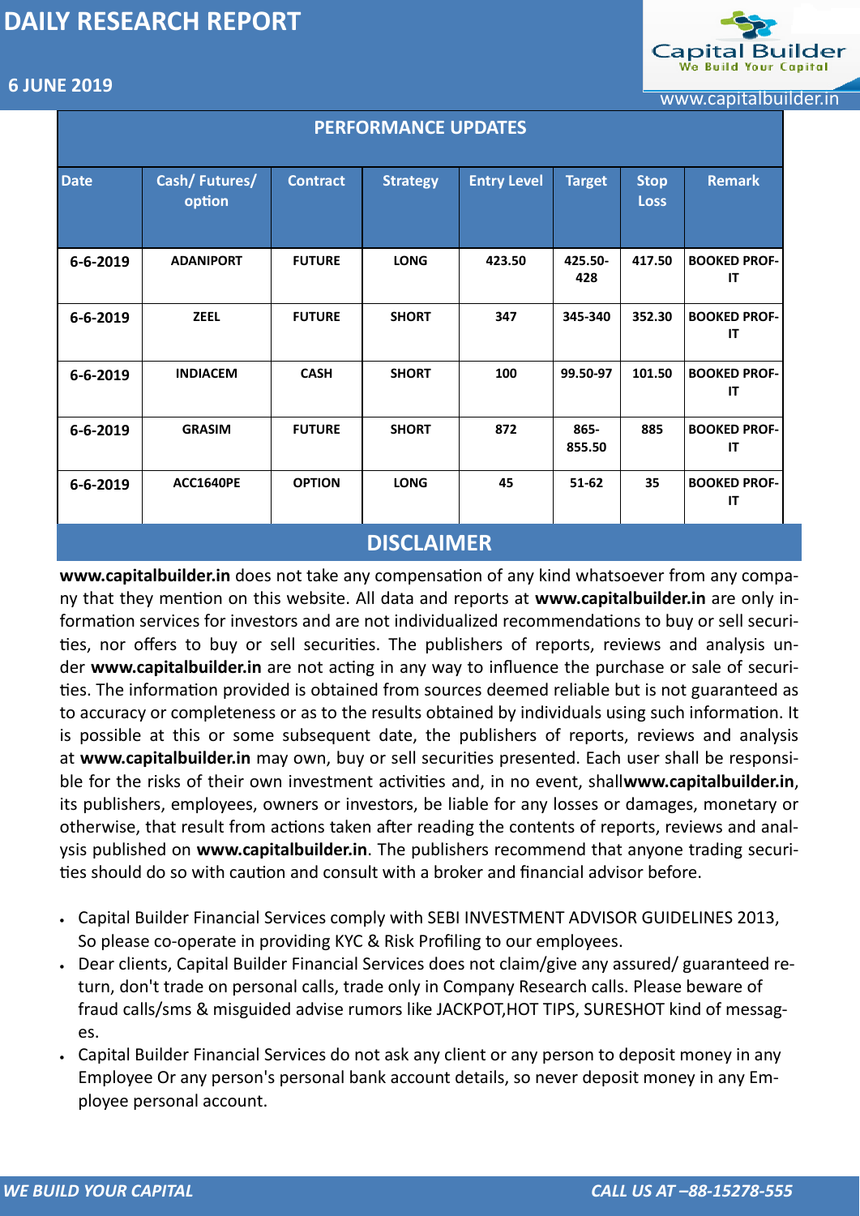# DAILY RESEARCH REPORT

**6 JUNE 2019**

## PERFORMANCE UPDATES

| Date | Cash/ Futures/ option | Contract | Strategy | Entry Level | Target | Stop Loss | Remark |
|---|---|---|---|---|---|---|---|
| 6-6-2019 | ADANIPORT | FUTURE | LONG | 423.50 | 425.50-428 | 417.50 | BOOKED PROFIT |
| 6-6-2019 | ZEEL | FUTURE | SHORT | 347 | 345-340 | 352.30 | BOOKED PROFIT |
| 6-6-2019 | INDIACEM | CASH | SHORT | 100 | 99.50-97 | 101.50 | BOOKED PROFIT |
| 6-6-2019 | GRASIM | FUTURE | SHORT | 872 | 865-855.50 | 885 | BOOKED PROFIT |
| 6-6-2019 | ACC1640PE | OPTION | LONG | 45 | 51-62 | 35 | BOOKED PROFIT |

## DISCLAIMER

**www.capitalbuilder.in** does not take any compensation of any kind whatsoever from any company that they mention on this website. All data and reports at **www.capitalbuilder.in** are only information services for investors and are not individualized recommendations to buy or sell securities, nor offers to buy or sell securities. The publishers of reports, reviews and analysis under **www.capitalbuilder.in** are not acting in any way to influence the purchase or sale of securities. The information provided is obtained from sources deemed reliable but is not guaranteed as to accuracy or completeness or as to the results obtained by individuals using such information. It is possible at this or some subsequent date, the publishers of reports, reviews and analysis at **www.capitalbuilder.in** may own, buy or sell securities presented. Each user shall be responsible for the risks of their own investment activities and, in no event, shall**www.capitalbuilder.in**, its publishers, employees, owners or investors, be liable for any losses or damages, monetary or otherwise, that result from actions taken after reading the contents of reports, reviews and analysis published on **www.capitalbuilder.in**. The publishers recommend that anyone trading securities should do so with caution and consult with a broker and financial advisor before.

- Capital Builder Financial Services comply with SEBI INVESTMENT ADVISOR GUIDELINES 2013, So please co-operate in providing KYC & Risk Profiling to our employees.
- Dear clients, Capital Builder Financial Services does not claim/give any assured/ guaranteed return, don't trade on personal calls, trade only in Company Research calls. Please beware of fraud calls/sms & misguided advise rumors like JACKPOT,HOT TIPS, SURESHOT kind of messages.
- Capital Builder Financial Services do not ask any client or any person to deposit money in any Employee Or any person's personal bank account details, so never deposit money in any Employee personal account.